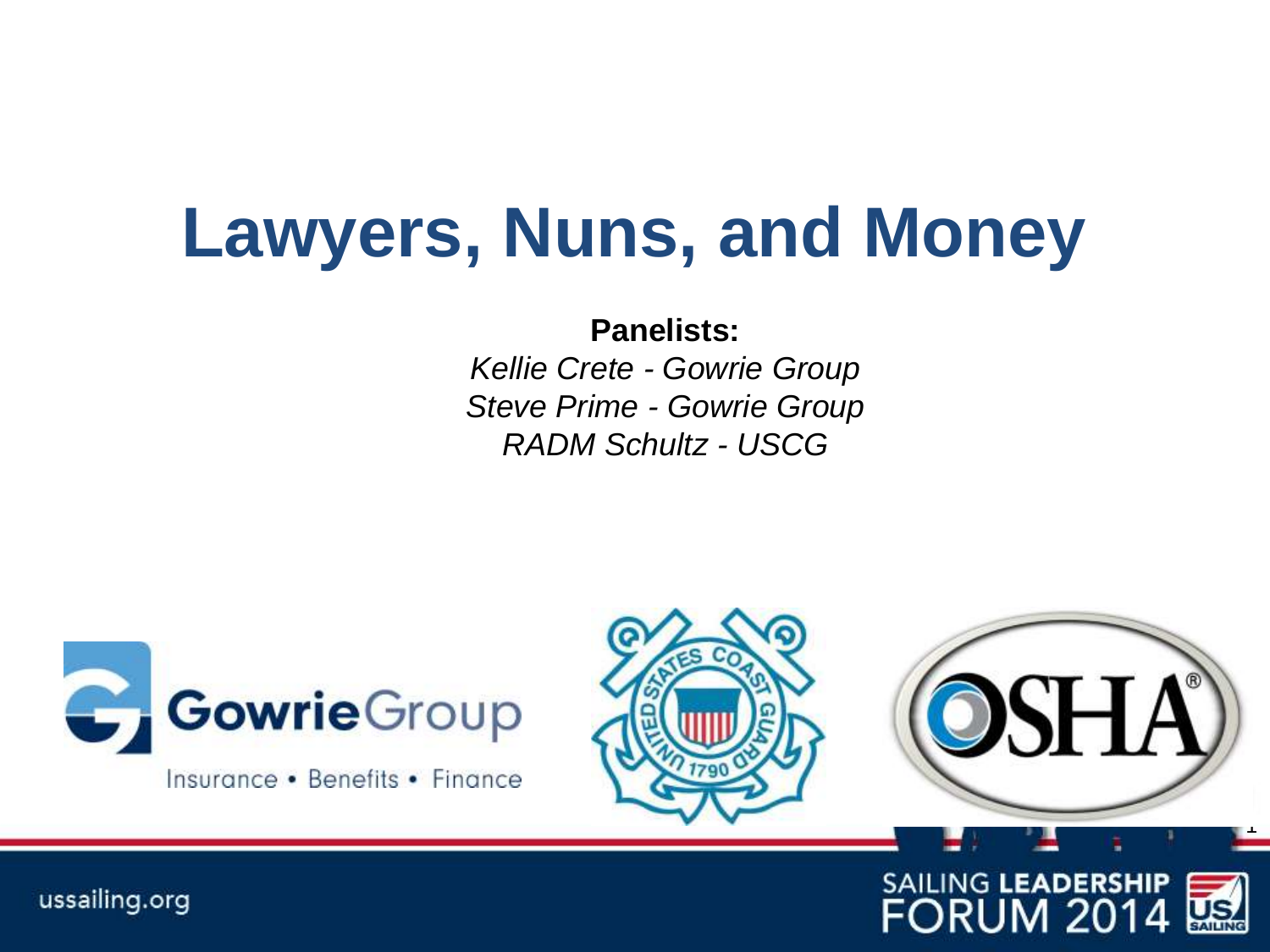# Lawyers, Nuns, and Money

**Panelists:**

*Kellie Crete - Gowrie Group*
*Steve Prime - Gowrie Group*
*RADM Schultz - USCG*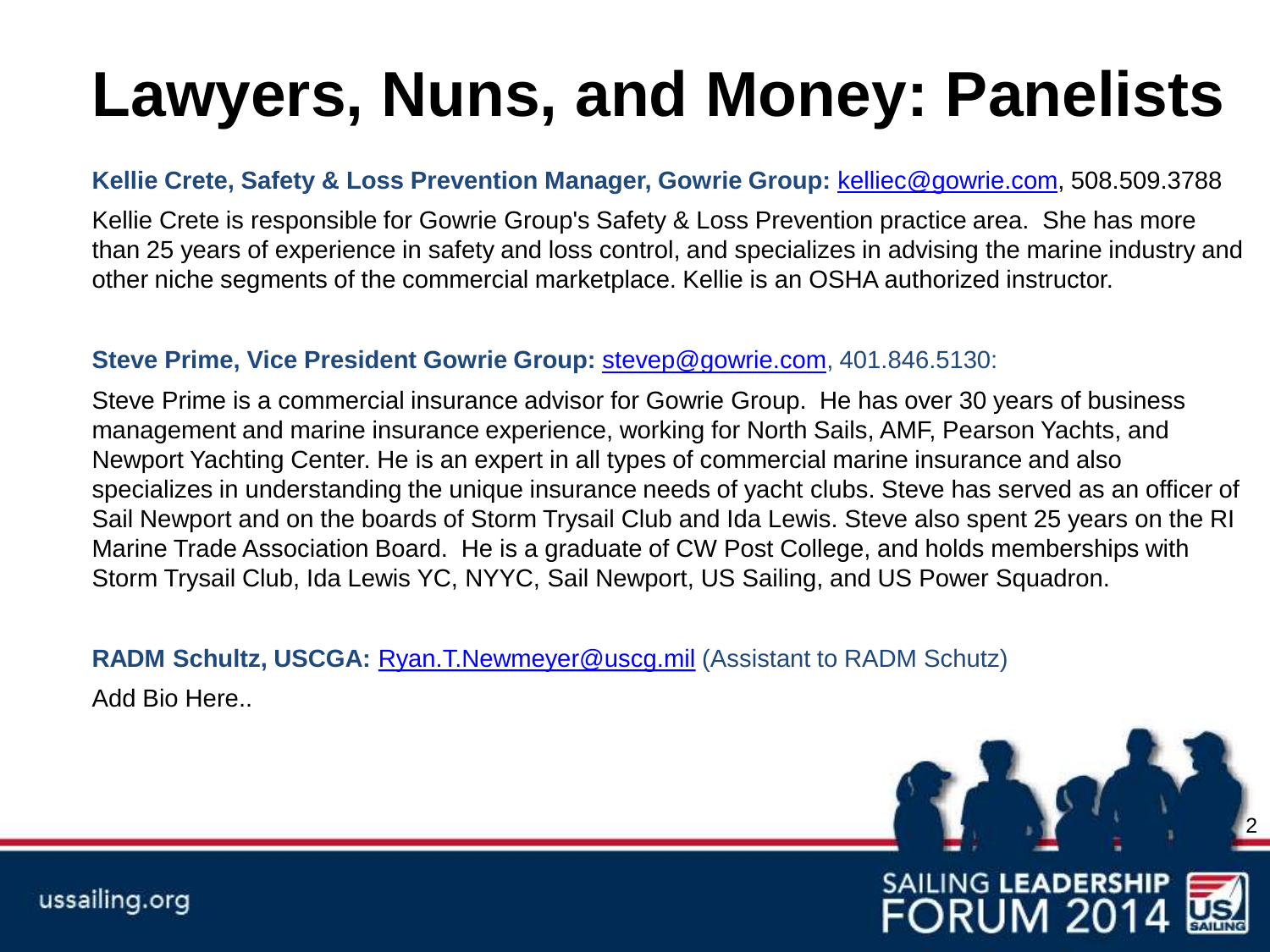# Lawyers, Nuns, and Money: Panelists

**Kellie Crete, Safety & Loss Prevention Manager, Gowrie Group:** kelliec@gowrie.com, 508.509.3788

Kellie Crete is responsible for Gowrie Group's Safety & Loss Prevention practice area. She has more than 25 years of experience in safety and loss control, and specializes in advising the marine industry and other niche segments of the commercial marketplace. Kellie is an OSHA authorized instructor.

**Steve Prime, Vice President Gowrie Group:** stevep@gowrie.com, 401.846.5130:

Steve Prime is a commercial insurance advisor for Gowrie Group. He has over 30 years of business management and marine insurance experience, working for North Sails, AMF, Pearson Yachts, and Newport Yachting Center. He is an expert in all types of commercial marine insurance and also specializes in understanding the unique insurance needs of yacht clubs. Steve has served as an officer of Sail Newport and on the boards of Storm Trysail Club and Ida Lewis. Steve also spent 25 years on the RI Marine Trade Association Board. He is a graduate of CW Post College, and holds memberships with Storm Trysail Club, Ida Lewis YC, NYYC, Sail Newport, US Sailing, and US Power Squadron.

**RADM Schultz, USCGA:** Ryan.T.Newmeyer@uscg.mil (Assistant to RADM Schutz)

Add Bio Here..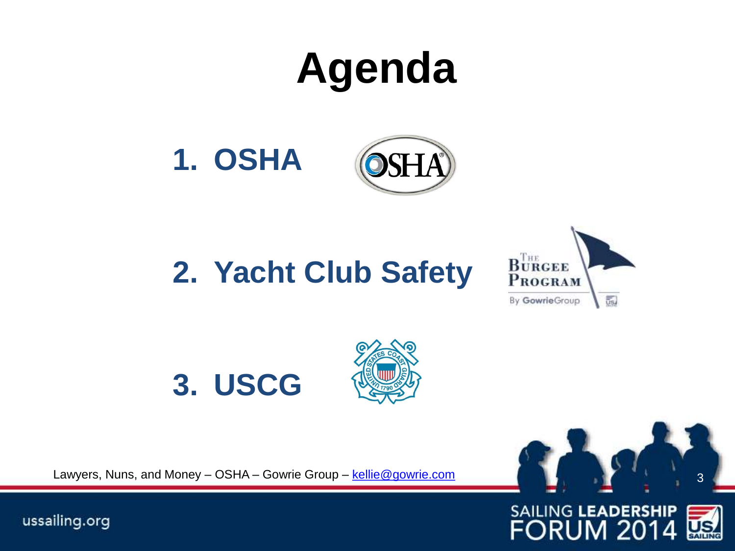# Agenda

1. OSHA
2. Yacht Club Safety
3. USCG

Lawyers, Nuns, and Money – OSHA – Gowrie Group – kellie@gowrie.com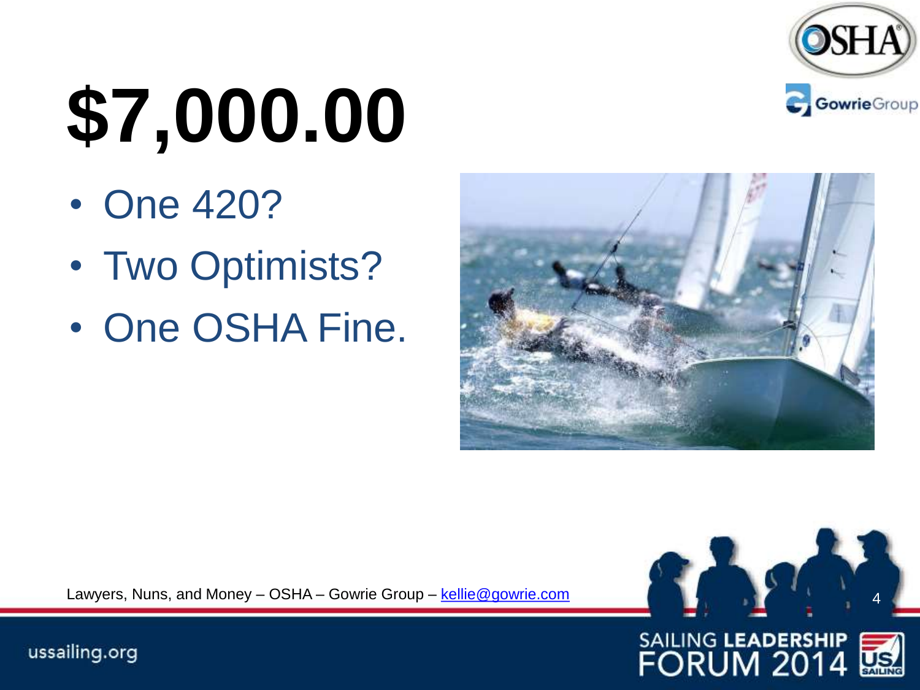# $7,000.00

- One 420?
- Two Optimists?
- One OSHA Fine.

Lawyers, Nuns, and Money – OSHA – Gowrie Group – kellie@gowrie.com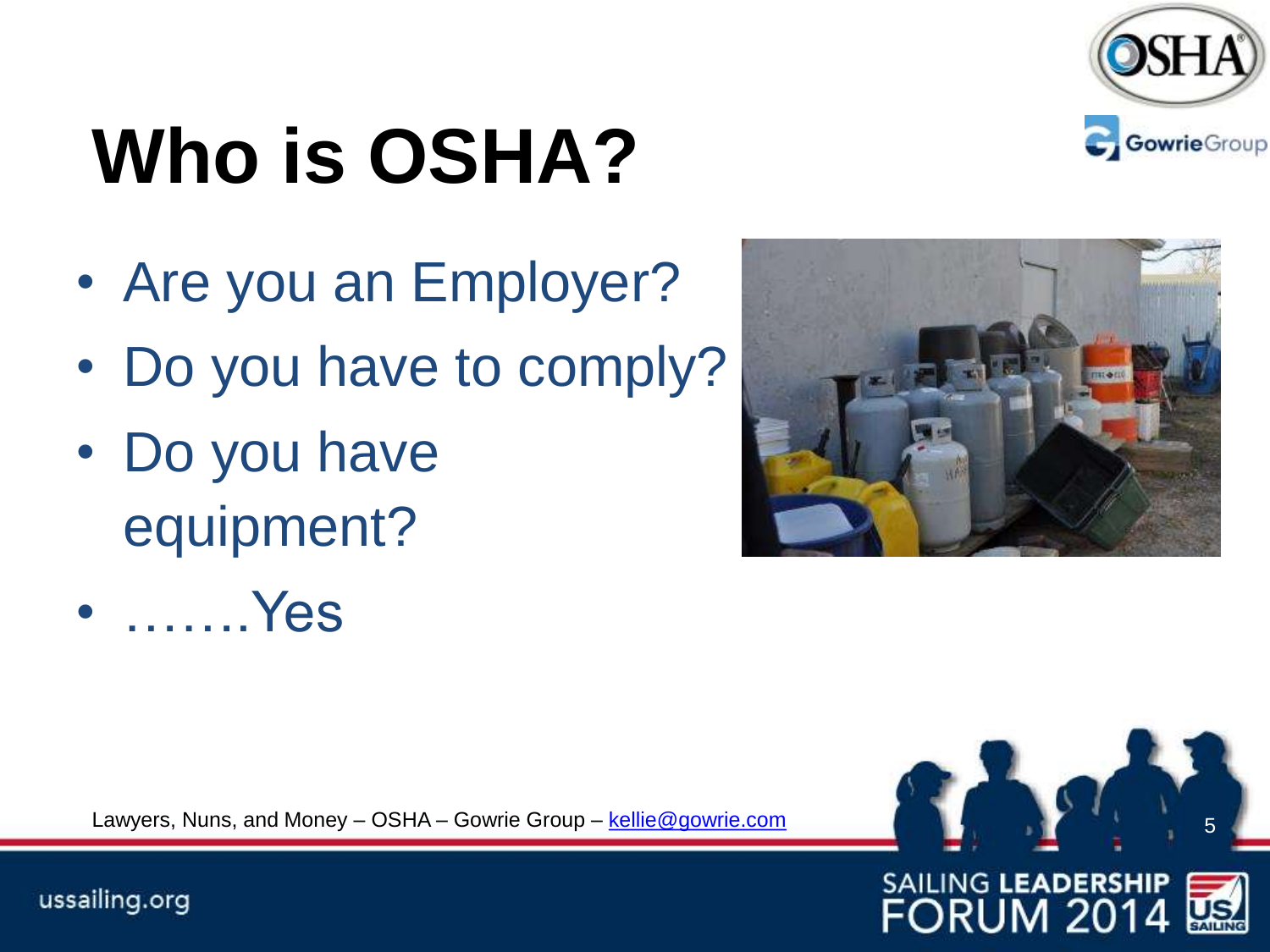# Who is OSHA?

- Are you an Employer?
- Do you have to comply?
- Do you have equipment?
- …….Yes

Lawyers, Nuns, and Money – OSHA – Gowrie Group – kellie@gowrie.com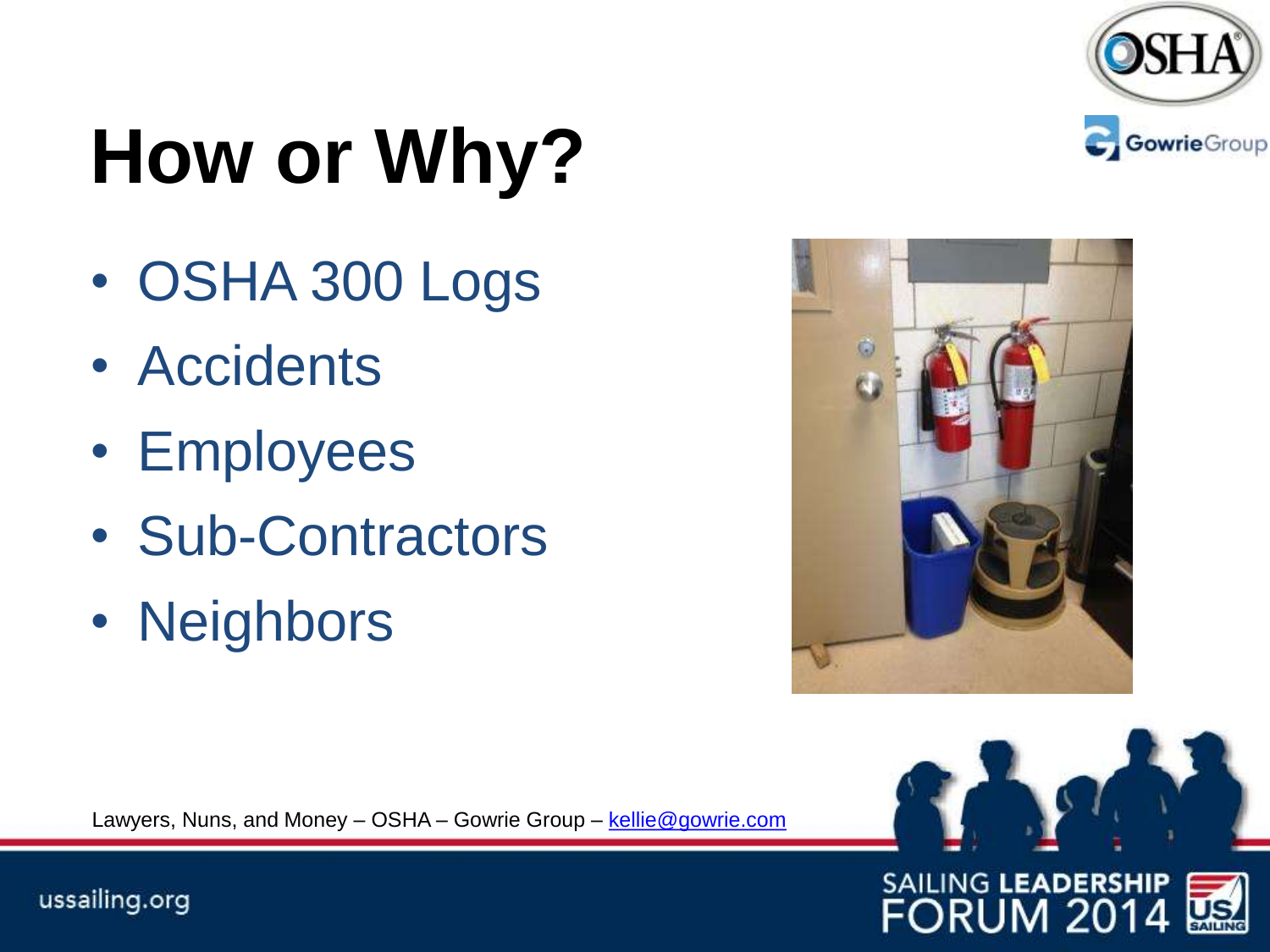# How or Why?

- OSHA 300 Logs
- Accidents
- Employees
- Sub-Contractors
- Neighbors

Lawyers, Nuns, and Money – OSHA – Gowrie Group – kellie@gowrie.com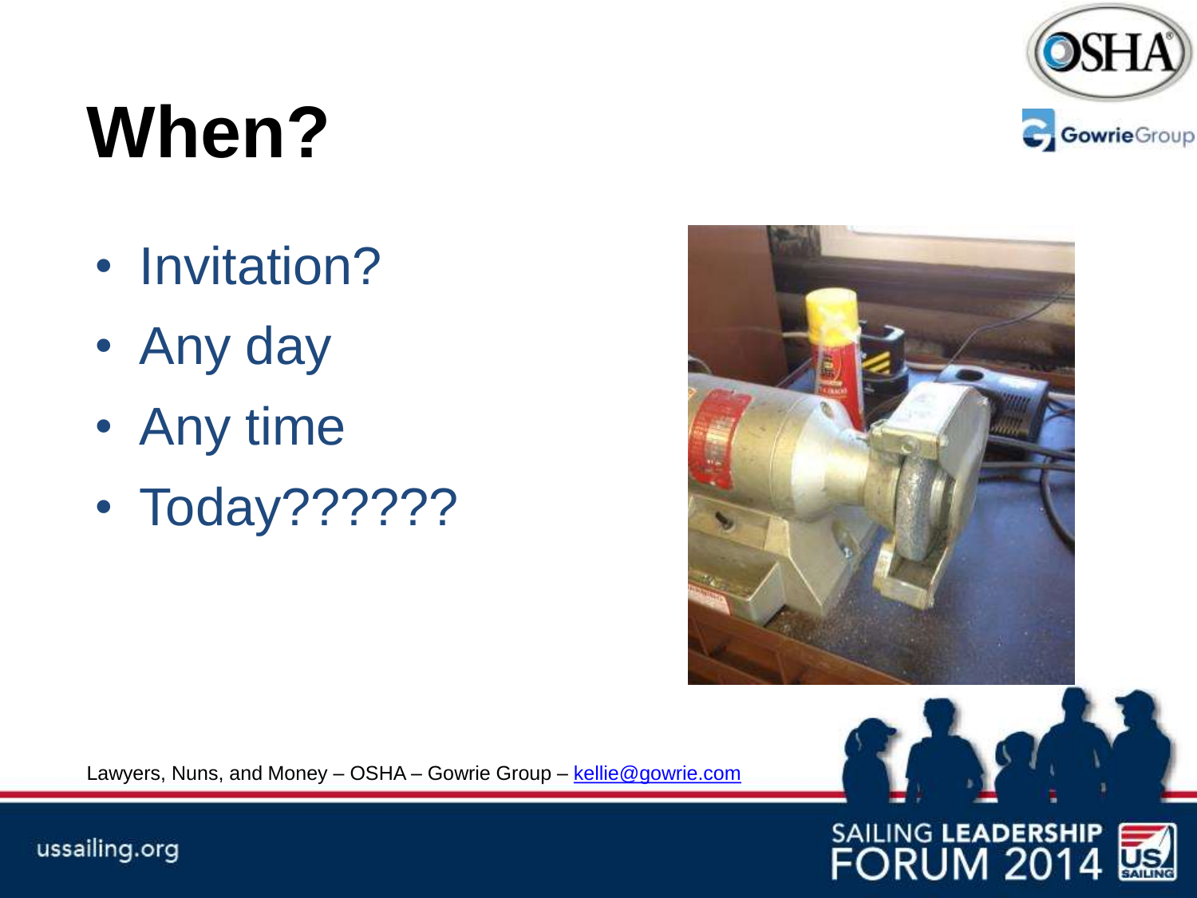# When?

- Invitation?
- Any day
- Any time
- Today??????

Lawyers, Nuns, and Money – OSHA – Gowrie Group – kellie@gowrie.com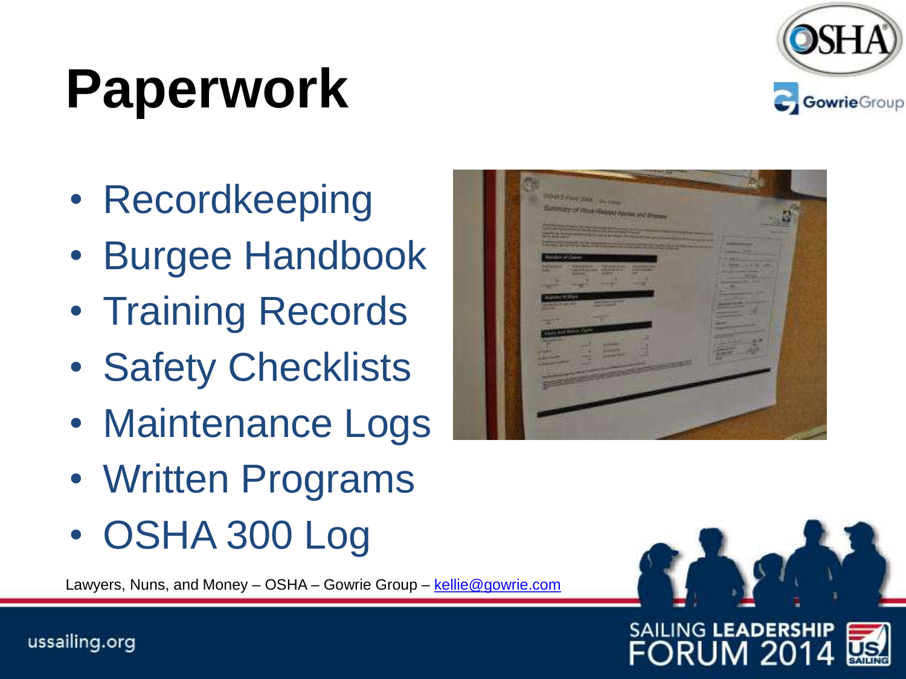# Paperwork

- Recordkeeping
- Burgee Handbook
- Training Records
- Safety Checklists
- Maintenance Logs
- Written Programs
- OSHA 300 Log

Lawyers, Nuns, and Money – OSHA – Gowrie Group – kellie@gowrie.com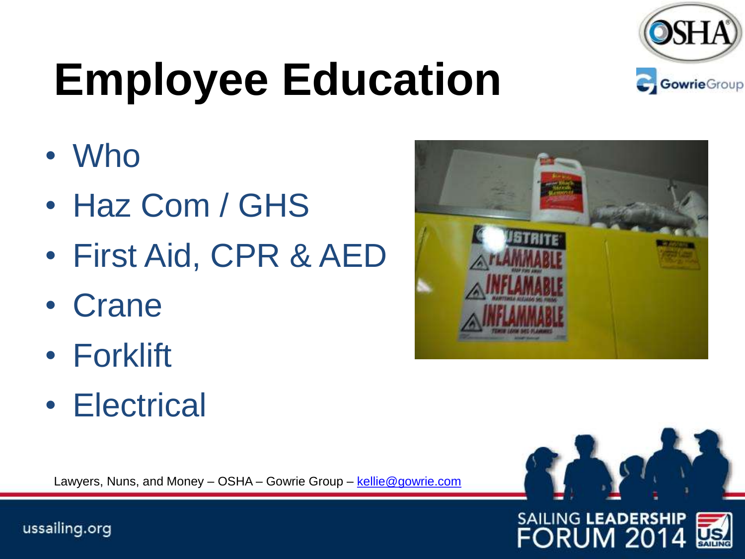# Employee Education

- Who
- Haz Com / GHS
- First Aid, CPR & AED
- Crane
- Forklift
- Electrical

Lawyers, Nuns, and Money – OSHA – Gowrie Group – kellie@gowrie.com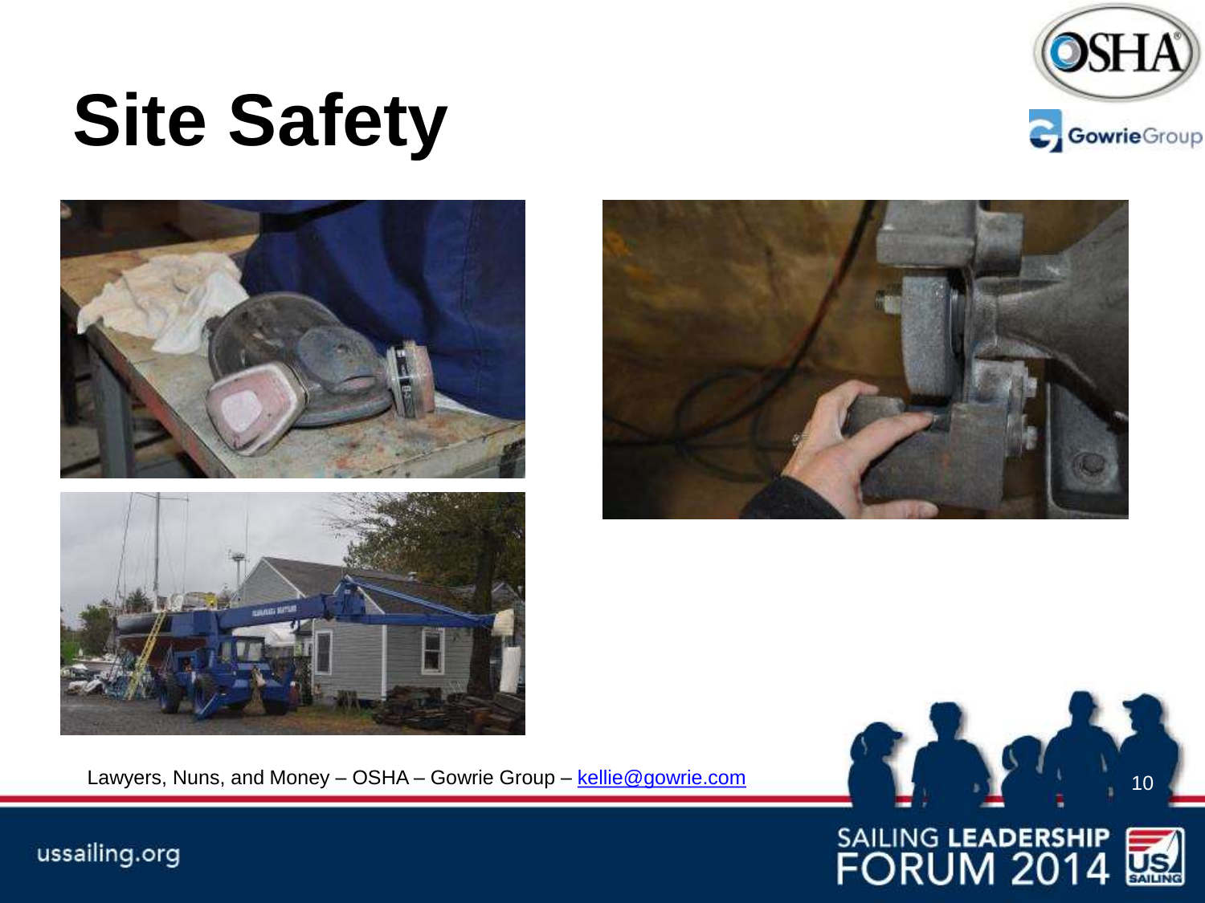# Site Safety

Lawyers, Nuns, and Money – OSHA – Gowrie Group – kellie@gowrie.com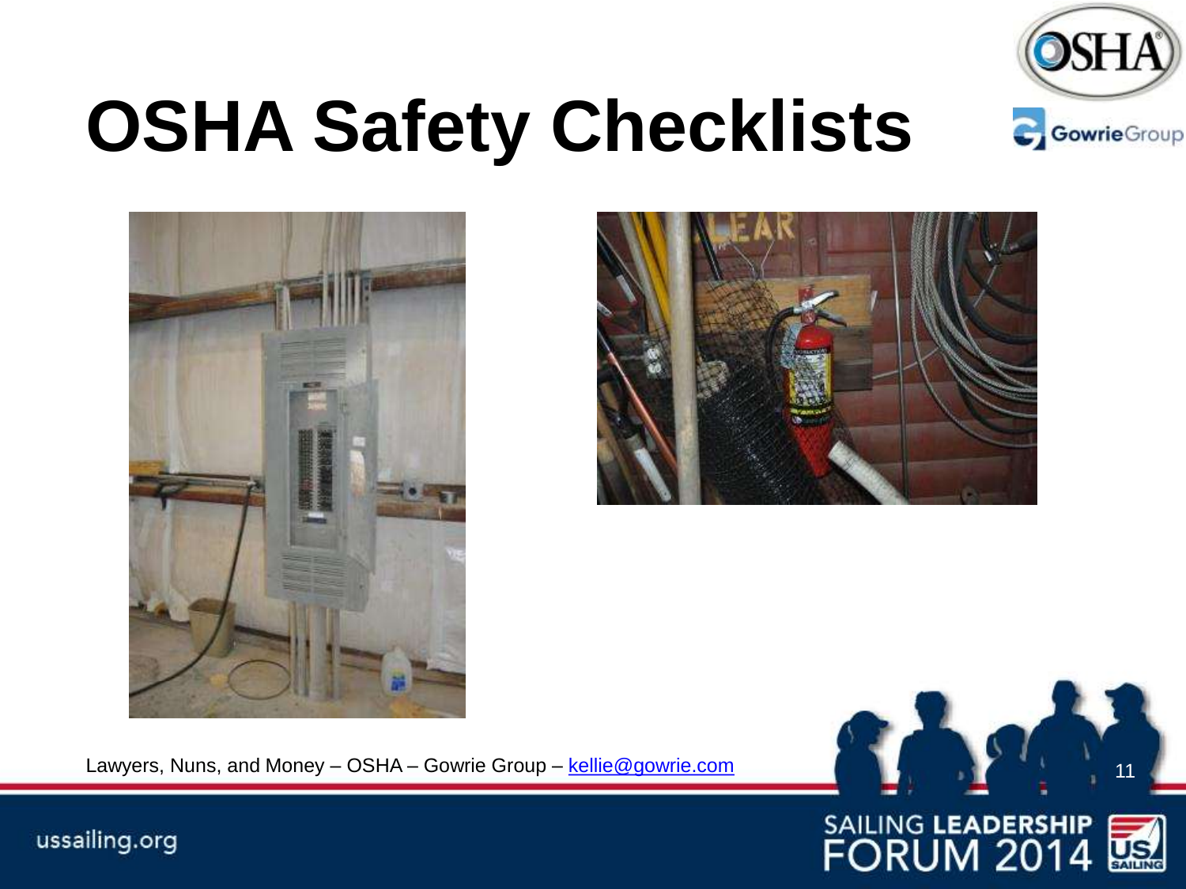# OSHA Safety Checklists

Lawyers, Nuns, and Money – OSHA – Gowrie Group – kellie@gowrie.com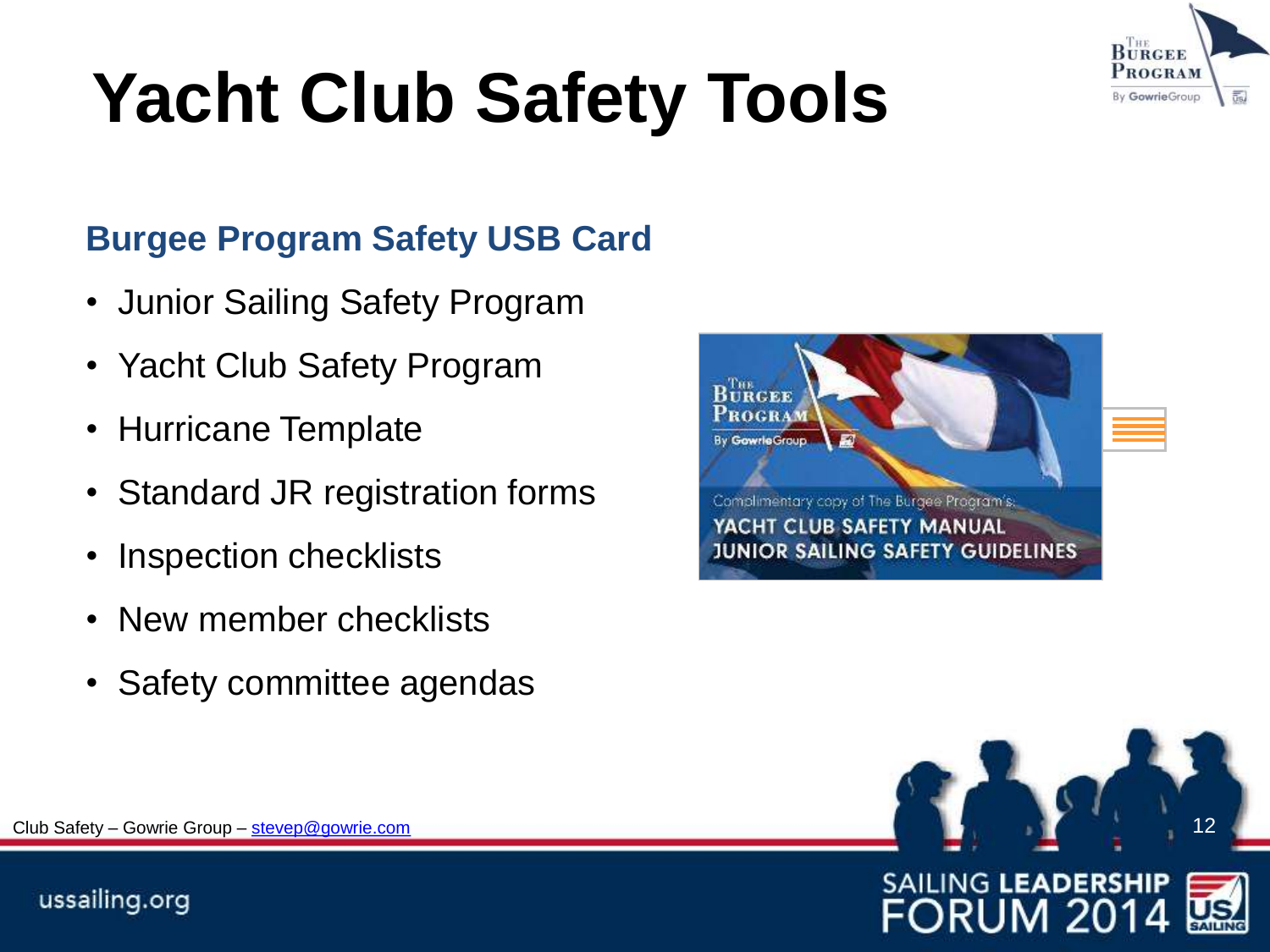# Yacht Club Safety Tools

## Burgee Program Safety USB Card

- Junior Sailing Safety Program
- Yacht Club Safety Program
- Hurricane Template
- Standard JR registration forms
- Inspection checklists
- New member checklists
- Safety committee agendas

Club Safety – Gowrie Group – stevep@gowrie.com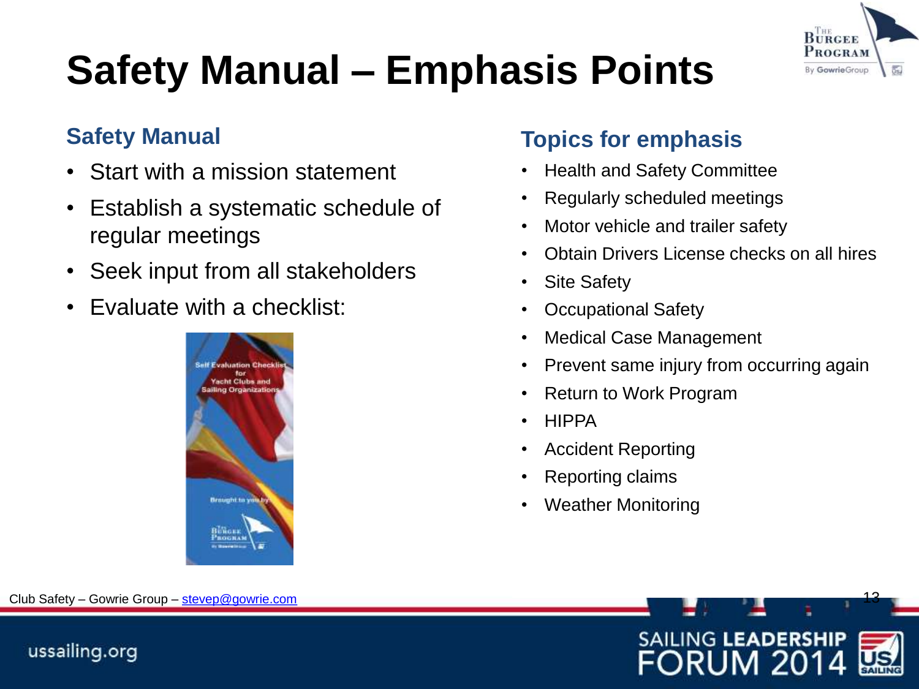# Safety Manual – Emphasis Points

## Safety Manual

- Start with a mission statement
- Establish a systematic schedule of regular meetings
- Seek input from all stakeholders
- Evaluate with a checklist:

## Topics for emphasis

- Health and Safety Committee
- Regularly scheduled meetings
- Motor vehicle and trailer safety
- Obtain Drivers License checks on all hires
- Site Safety
- Occupational Safety
- Medical Case Management
- Prevent same injury from occurring again
- Return to Work Program
- HIPPA
- Accident Reporting
- Reporting claims
- Weather Monitoring

Club Safety – Gowrie Group – stevep@gowrie.com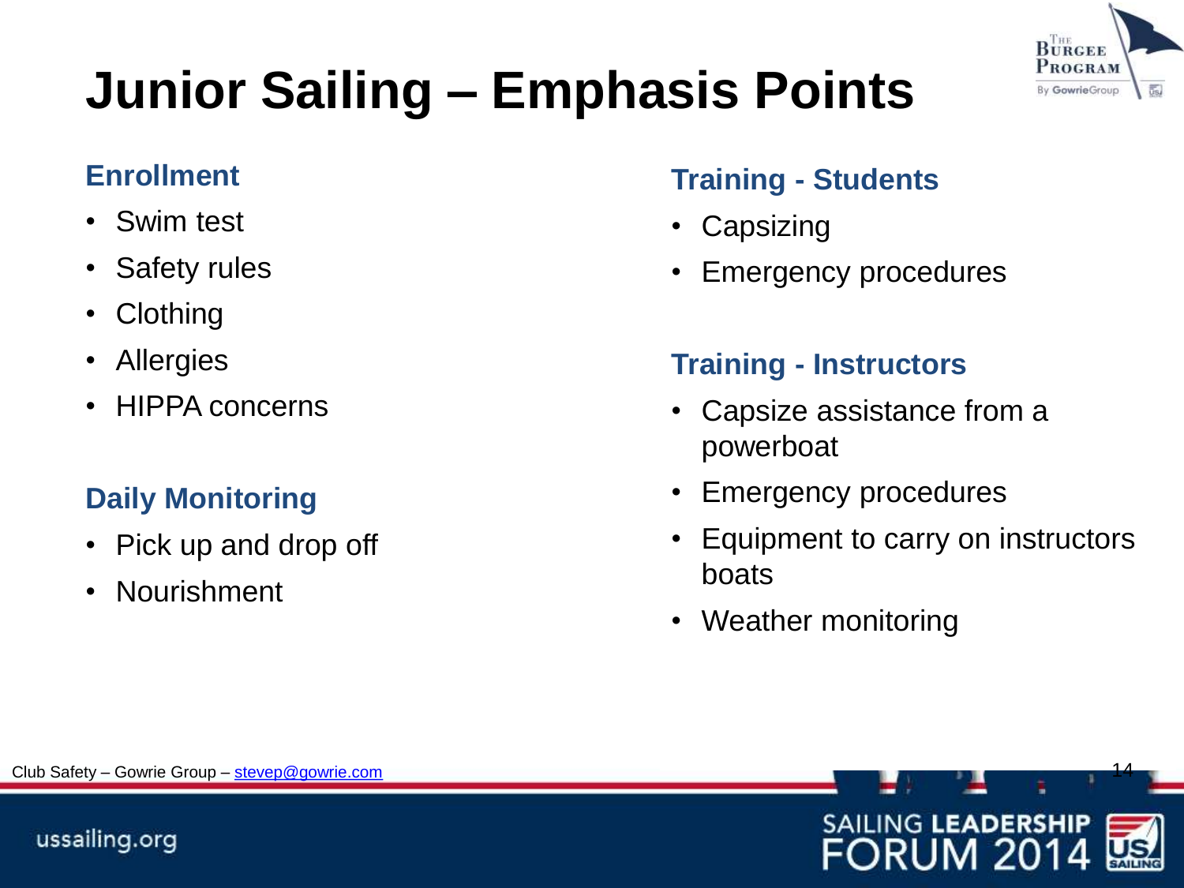# Junior Sailing – Emphasis Points

## Enrollment

- Swim test
- Safety rules
- Clothing
- Allergies
- HIPPA concerns

## Daily Monitoring

- Pick up and drop off
- Nourishment

## Training - Students

- Capsizing
- Emergency procedures

## Training - Instructors

- Capsize assistance from a powerboat
- Emergency procedures
- Equipment to carry on instructors boats
- Weather monitoring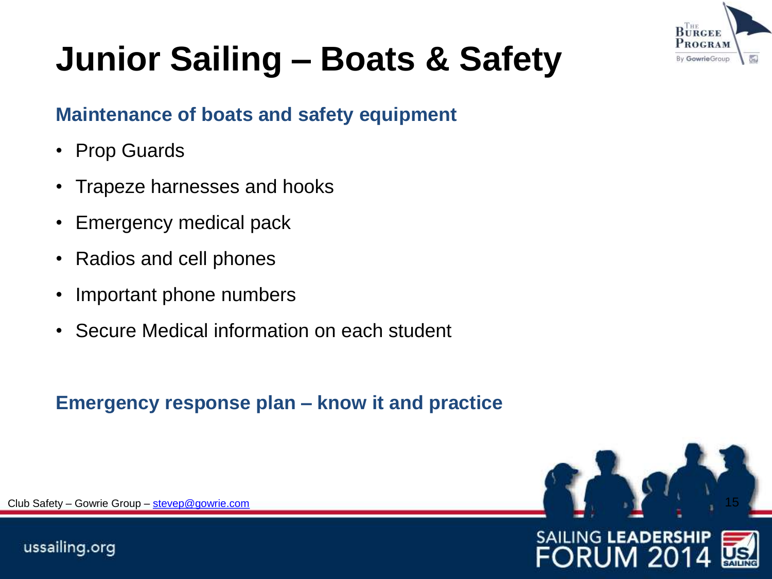# Junior Sailing – Boats & Safety

## Maintenance of boats and safety equipment

- Prop Guards
- Trapeze harnesses and hooks
- Emergency medical pack
- Radios and cell phones
- Important phone numbers
- Secure Medical information on each student

## Emergency response plan – know it and practice

Club Safety – Gowrie Group – stevep@gowrie.com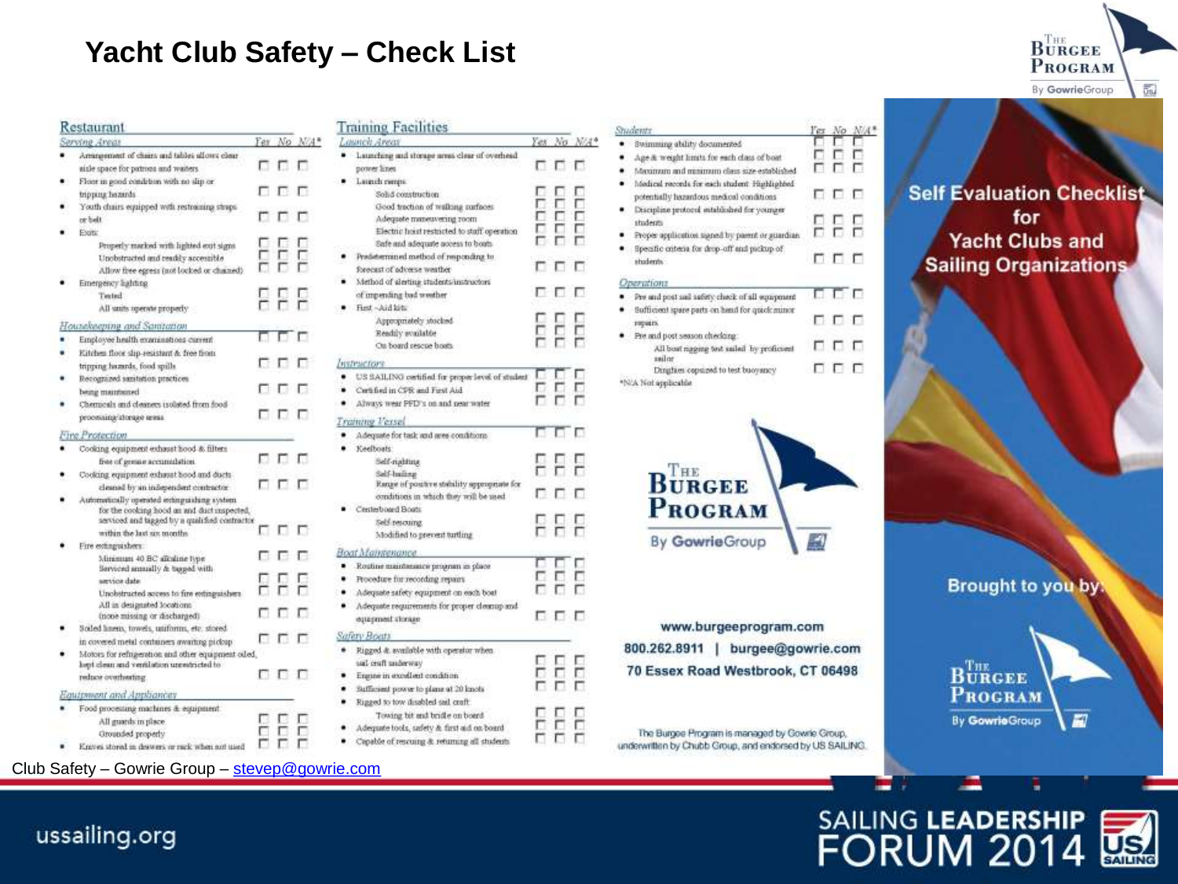# Yacht Club Safety – Check List

## Restaurant

### Serving Areas

| | Yes | No | N/A* |
|---|---|---|---|
| • Arrangement of chairs and tables allows clear aisle space for patrons and waiters | ☐ | ☐ | ☐ |
| • Floor in good condition with no slip or tripping hazards | ☐ | ☐ | ☐ |
| • Youth chairs equipped with restraining straps or belt | ☐ | ☐ | ☐ |
| • Exits: | | | |
| Properly marked with lighted exit signs | ☐ | ☐ | ☐ |
| Unobstructed and readily accessible | ☐ | ☐ | ☐ |
| Allow free egress (not locked or chained) | ☐ | ☐ | ☐ |
| • Emergency lighting | | | |
| Tested | ☐ | ☐ | ☐ |
| All units operate properly | ☐ | ☐ | ☐ |

### Housekeeping and Sanitation

| | Yes | No | N/A* |
|---|---|---|---|
| • Employee health examinations current | ☐ | ☐ | ☐ |
| • Kitchen floor slip-resistant & free from tripping hazards, food spills | ☐ | ☐ | ☐ |
| • Recognized sanitation practices being maintained | ☐ | ☐ | ☐ |
| • Chemicals and cleaners isolated from food processing/storage areas | ☐ | ☐ | ☐ |

### Fire Protection

| | Yes | No | N/A* |
|---|---|---|---|
| • Cooking equipment exhaust hood & filters free of grease accumulation | ☐ | ☐ | ☐ |
| • Cooking equipment exhaust hood and ducts cleaned by an independent contractor | ☐ | ☐ | ☐ |
| • Automatically operated extinguishing system for the cooking hood an and duct inspected, serviced and tagged by a qualified contractor within the last six months | ☐ | ☐ | ☐ |
| • Fire extinguishers: | | | |
| Minimum 40 BC alkaline type | ☐ | ☐ | ☐ |
| Serviced annually & tagged with service date | ☐ | ☐ | ☐ |
| Unobstructed access to fire extinguishers | ☐ | ☐ | ☐ |
| All in designated locations (none missing or discharged) | ☐ | ☐ | ☐ |
| • Soiled linens, towels, uniforms, etc. stored in covered metal containers awaiting pickup | ☐ | ☐ | ☐ |
| • Motors for refrigeration and other equipment oiled, kept clean and ventilation unrestricted to reduce overheating | ☐ | ☐ | ☐ |

### Equipment and Appliances

| | Yes | No | N/A* |
|---|---|---|---|
| • Food processing machines & equipment: | | | |
| All guards in place | ☐ | ☐ | ☐ |
| Grounded properly | ☐ | ☐ | ☐ |
| • Knives stored in drawers or rack when not used | ☐ | ☐ | ☐ |

## Training Facilities

### Launch Areas

| | Yes | No | N/A* |
|---|---|---|---|
| • Launching and storage areas clear of overhead power lines | ☐ | ☐ | ☐ |
| • Launch ramps: | | | |
| Solid construction | ☐ | ☐ | ☐ |
| Good traction of walking surfaces | ☐ | ☐ | ☐ |
| Adequate maneuvering room | ☐ | ☐ | ☐ |
| Electric hoist restricted to staff operation | ☐ | ☐ | ☐ |
| Safe and adequate access to boats | ☐ | ☐ | ☐ |
| • Predetermined method of responding to forecast of adverse weather | ☐ | ☐ | ☐ |
| • Method of alerting students/instructors of impending bad weather | ☐ | ☐ | ☐ |
| • First –Aid kits: | | | |
| Appropriately stocked | ☐ | ☐ | ☐ |
| Readily available | ☐ | ☐ | ☐ |
| On board rescue boats | ☐ | ☐ | ☐ |

### Instructors

| | Yes | No | N/A* |
|---|---|---|---|
| • US SAILING certified for proper level of student | ☐ | ☐ | ☐ |
| • Certified in CPR and First Aid | ☐ | ☐ | ☐ |
| • Always wear PFD's on and near water | ☐ | ☐ | ☐ |

### Training Vessel

| | Yes | No | N/A* |
|---|---|---|---|
| • Adequate for task and area conditions | ☐ | ☐ | ☐ |
| • Keelboats: | | | |
| Self-righting | ☐ | ☐ | ☐ |
| Self-bailing | ☐ | ☐ | ☐ |
| Range of positive stability appropriate for conditions in which they will be used | ☐ | ☐ | ☐ |
| • Centerboard Boats | | | |
| Self rescuing | ☐ | ☐ | ☐ |
| Modified to prevent turtling | ☐ | ☐ | ☐ |

### Boat Maintenance

| | Yes | No | N/A* |
|---|---|---|---|
| • Routine maintenance program in place | ☐ | ☐ | ☐ |
| • Procedure for recording repairs | ☐ | ☐ | ☐ |
| • Adequate safety equipment on each boat | ☐ | ☐ | ☐ |
| • Adequate requirements for proper cleanup and equipment storage | ☐ | ☐ | ☐ |

### Safety Boats

| | Yes | No | N/A* |
|---|---|---|---|
| • Rigged & available with operator when sail craft underway | ☐ | ☐ | ☐ |
| • Engine in excellent condition | ☐ | ☐ | ☐ |
| • Sufficient power to plane at 20 knots | ☐ | ☐ | ☐ |
| • Rigged to tow disabled sail craft: | | | |
| Towing bit and bridle on board | ☐ | ☐ | ☐ |
| • Adequate tools, safety & first aid on board | ☐ | ☐ | ☐ |
| • Capable of rescuing & returning all students | ☐ | ☐ | ☐ |

### Students

| | Yes | No | N/A* |
|---|---|---|---|
| • Swimming ability documented | ☐ | ☐ | ☐ |
| • Age & weight limits for each class of boat | ☐ | ☐ | ☐ |
| • Maximum and minimum class size established | ☐ | ☐ | ☐ |
| • Medical records for each student. Highlighted potentially hazardous medical conditions | ☐ | ☐ | ☐ |
| • Discipline protocol established for younger students | ☐ | ☐ | ☐ |
| • Proper application signed by parent or guardian | ☐ | ☐ | ☐ |
| • Specific criteria for drop-off and pickup of students | ☐ | ☐ | ☐ |

### Operations

| | Yes | No | N/A* |
|---|---|---|---|
| • Pre and post sail safety check of all equipment | ☐ | ☐ | ☐ |
| • Sufficient spare parts on hand for quick minor repairs | ☐ | ☐ | ☐ |
| • Pre and post season checking: | | | |
| All boat rigging test sailed by proficient sailor | ☐ | ☐ | ☐ |
| Dinghies capsized to test buoyancy | ☐ | ☐ | ☐ |

*N/A Not applicable

The Burgee Program By GowrieGroup

www.burgeeprogram.com

800.262.8911 | burgee@gowrie.com

70 Essex Road Westbrook, CT 06498

The Burgee Program is managed by Gowrie Group, underwritten by Chubb Group, and endorsed by US SAILING.

**Self Evaluation Checklist for Yacht Clubs and Sailing Organizations**

Brought to you by:

The Burgee Program By GowrieGroup

Club Safety – Gowrie Group – stevep@gowrie.com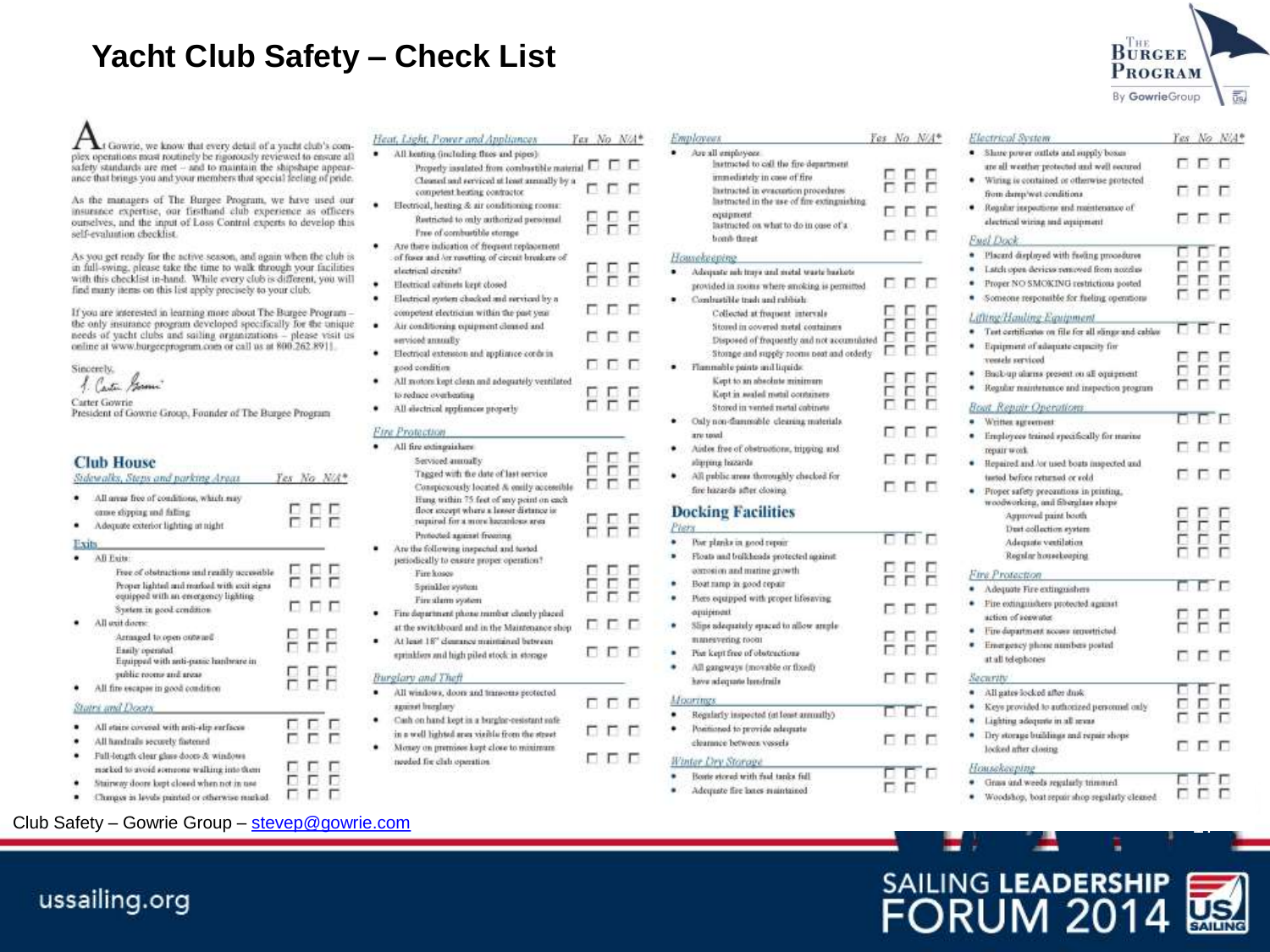# Yacht Club Safety – Check List

At Gowrie, we know that every detail of a yacht club's complex operations must routinely be rigorously reviewed to ensure all safety standards are met – and to maintain the shipshape appearance that brings you and your members that special feeling of pride.

As the managers of The Burgee Program, we have used our insurance expertise, our firsthand club experience as officers ourselves, and the input of Loss Control experts to develop this self-evaluation checklist.

As you get ready for the active season, and again when the club is in full-swing, please take the time to walk through your facilities with this checklist in-hand. While every club is different, you will find many items on this list apply precisely to your club.

If you are interested in learning more about The Burgee Program – the only insurance program developed specifically for the unique needs of yacht clubs and sailing organizations – please visit us online at www.burgeeprogram.com or call us at 800.262.8911.

Sincerely,

Carter Gowrie
President of Gowrie Group, Founder of The Burgee Program

## Club House

| *Sidewalks, Steps and parking Areas* | Yes | No | N/A* |
|---|---|---|---|
| • All areas free of conditions, which may cause slipping and falling | ☐ | ☐ | ☐ |
| • Adequate exterior lighting at night | ☐ | ☐ | ☐ |
| *Exits* | | | |
| • All Exits: | | | |
| Free of obstructions and readily accessible | ☐ | ☐ | ☐ |
| Proper lighted and marked with exit signs equipped with an emergency lighting | ☐ | ☐ | ☐ |
| System in good condition | ☐ | ☐ | ☐ |
| • All exit doors: | | | |
| Arranged to open outward | ☐ | ☐ | ☐ |
| Easily operated | ☐ | ☐ | ☐ |
| Equipped with anti-panic hardware in public rooms and areas | ☐ | ☐ | ☐ |
| • All fire escapes in good condition | ☐ | ☐ | ☐ |
| *Stairs and Doors* | | | |
| • All stairs covered with anti-slip surfaces | ☐ | ☐ | ☐ |
| • All handrails securely fastened | ☐ | ☐ | ☐ |
| • Full-length clear glass doors & windows marked to avoid someone walking into them | ☐ | ☐ | ☐ |
| • Stairway doors kept closed when not in use | ☐ | ☐ | ☐ |
| • Changes in levels painted or otherwise marked | ☐ | ☐ | ☐ |

| *Heat, Light, Power and Appliances* | Yes | No | N/A* |
|---|---|---|---|
| • All heating (including flues and pipes): | | | |
| Properly insulated from combustible material | ☐ | ☐ | ☐ |
| Cleaned and serviced at least annually by a competent heating contractor | ☐ | ☐ | ☐ |
| • Electrical, heating & air conditioning rooms: | | | |
| Restricted to only authorized personnel | ☐ | ☐ | ☐ |
| Free of combustible storage | ☐ | ☐ | ☐ |
| • Are there indication of frequent replacement of fuses and /or resetting of circuit breakers of electrical circuits? | ☐ | ☐ | ☐ |
| • Electrical cabinets kept closed | ☐ | ☐ | ☐ |
| • Electrical system checked and serviced by a competent electrician within the past year | ☐ | ☐ | ☐ |
| • Air conditioning equipment cleaned and serviced annually | ☐ | ☐ | ☐ |
| • Electrical extension and appliance cords in good condition | ☐ | ☐ | ☐ |
| • All motors kept clean and adequately ventilated to reduce overheating | ☐ | ☐ | ☐ |
| • All electrical appliances properly | ☐ | ☐ | ☐ |
| *Fire Protection* | | | |
| • All fire extinguishers: | | | |
| Serviced annually | ☐ | ☐ | ☐ |
| Tagged with the date of last service | ☐ | ☐ | ☐ |
| Conspicuously located & easily accessible | ☐ | ☐ | ☐ |
| Hung within 75 feet of any point on each floor except where a lesser distance is required for a more hazardous area | ☐ | ☐ | ☐ |
| Protected against freezing | ☐ | ☐ | ☐ |
| • Are the following inspected and tested periodically to ensure proper operation? | | | |
| Fire hoses | ☐ | ☐ | ☐ |
| Sprinkler system | ☐ | ☐ | ☐ |
| Fire alarm system | ☐ | ☐ | ☐ |
| • Fire department phone number clearly placed at the switchboard and in the Maintenance shop | ☐ | ☐ | ☐ |
| • At least 18" clearance maintained between sprinklers and high piled stock in storage | ☐ | ☐ | ☐ |
| *Burglary and Theft* | | | |
| • All windows, doors and transoms protected against burglary | ☐ | ☐ | ☐ |
| • Cash on hand kept in a burglar-resistant safe in a well lighted area visible from the street | ☐ | ☐ | ☐ |
| • Money on premises kept close to minimum needed for club operation | ☐ | ☐ | ☐ |

| *Employees* | Yes | No | N/A* |
|---|---|---|---|
| • Are all employees: | | | |
| Instructed to call the fire department immediately in case of fire | ☐ | ☐ | ☐ |
| Instructed in evacuation procedures | ☐ | ☐ | ☐ |
| Instructed in the use of fire extinguishing equipment | ☐ | ☐ | ☐ |
| Instructed on what to do in case of a bomb threat | ☐ | ☐ | ☐ |
| *Housekeeping* | | | |
| • Adequate ash trays and metal waste baskets provided in rooms where smoking is permitted | ☐ | ☐ | ☐ |
| • Combustible trash and rubbish: | | | |
| Collected at frequent intervals | ☐ | ☐ | ☐ |
| Stored in covered metal containers | ☐ | ☐ | ☐ |
| Disposed of frequently and not accumulated | ☐ | ☐ | ☐ |
| Storage and supply rooms neat and orderly | ☐ | ☐ | ☐ |
| • Flammable paints and liquids: | | | |
| Kept to an absolute minimum | ☐ | ☐ | ☐ |
| Kept in sealed metal containers | ☐ | ☐ | ☐ |
| Stored in vented metal cabinets | ☐ | ☐ | ☐ |
| • Only non-flammable cleaning materials are used | ☐ | ☐ | ☐ |
| • Aisles free of obstructions, tripping and slipping hazards | ☐ | ☐ | ☐ |
| • All public areas thoroughly checked for fire hazards after closing | ☐ | ☐ | ☐ |

## Docking Facilities

| *Piers* | Yes | No | N/A* |
|---|---|---|---|
| • Pier planks in good repair | ☐ | ☐ | ☐ |
| • Floats and bulkheads protected against corrosion and marine growth | ☐ | ☐ | ☐ |
| • Boat ramp in good repair | ☐ | ☐ | ☐ |
| • Piers equipped with proper lifesaving equipment | ☐ | ☐ | ☐ |
| • Slips adequately spaced to allow ample maneuvering room | ☐ | ☐ | ☐ |
| • Pier kept free of obstructions | ☐ | ☐ | ☐ |
| • All gangways (movable or fixed) have adequate handrails | ☐ | ☐ | ☐ |
| *Moorings* | | | |
| • Regularly inspected (at least annually) | ☐ | ☐ | ☐ |
| • Positioned to provide adequate clearance between vessels | ☐ | ☐ | ☐ |
| *Winter Dry Storage* | | | |
| • Boats stored with fuel tanks full | ☐ | ☐ | ☐ |
| • Adequate fire lanes maintained | ☐ | ☐ | |

| *Electrical System* | Yes | No | N/A* |
|---|---|---|---|
| • Shore power outlets and supply boxes are all weather protected and well secured | ☐ | ☐ | ☐ |
| • Wiring is contained or otherwise protected from damp/wet conditions | ☐ | ☐ | ☐ |
| • Regular inspections and maintenance of electrical wiring and equipment | ☐ | ☐ | ☐ |
| *Fuel Dock* | | | |
| • Placard displayed with fueling procedures | ☐ | ☐ | ☐ |
| • Latch open devices removed from nozzles | ☐ | ☐ | ☐ |
| • Proper NO SMOKING restrictions posted | ☐ | ☐ | ☐ |
| • Someone responsible for fueling operations | ☐ | ☐ | ☐ |
| *Lifting/Hauling Equipment* | | | |
| • Test certificates on file for all slings and cables | ☐ | ☐ | ☐ |
| • Equipment of adequate capacity for vessels serviced | ☐ | ☐ | ☐ |
| • Back-up alarms present on all equipment | ☐ | ☐ | ☐ |
| • Regular maintenance and inspection program | ☐ | ☐ | ☐ |
| *Boat Repair Operations* | | | |
| • Written agreement | ☐ | ☐ | ☐ |
| • Employees trained specifically for marine repair work | ☐ | ☐ | ☐ |
| • Repaired and /or used boats inspected and tested before returned or sold | ☐ | ☐ | ☐ |
| • Proper safety precautions in painting, woodworking, and fiberglass shops | | | |
| Approved paint booth | ☐ | ☐ | ☐ |
| Dust collection system | ☐ | ☐ | ☐ |
| Adequate ventilation | ☐ | ☐ | ☐ |
| Regular housekeeping | ☐ | ☐ | ☐ |
| *Fire Protection* | | | |
| • Adequate Fire extinguishers | ☐ | ☐ | ☐ |
| • Fire extinguishers protected against action of seawater | ☐ | ☐ | ☐ |
| • Fire department access unrestricted | ☐ | ☐ | ☐ |
| • Emergency phone numbers posted at all telephones | ☐ | ☐ | ☐ |
| *Security* | | | |
| • All gates locked after dusk | ☐ | ☐ | ☐ |
| • Keys provided to authorized personnel only | ☐ | ☐ | ☐ |
| • Lighting adequate in all areas | ☐ | ☐ | ☐ |
| • Dry storage buildings and repair shops locked after closing | ☐ | ☐ | ☐ |
| *Housekeeping* | | | |
| • Grass and weeds regularly trimmed | ☐ | ☐ | ☐ |
| • Woodshop, boat repair shop regularly cleaned | ☐ | ☐ | ☐ |

Club Safety – Gowrie Group – stevep@gowrie.com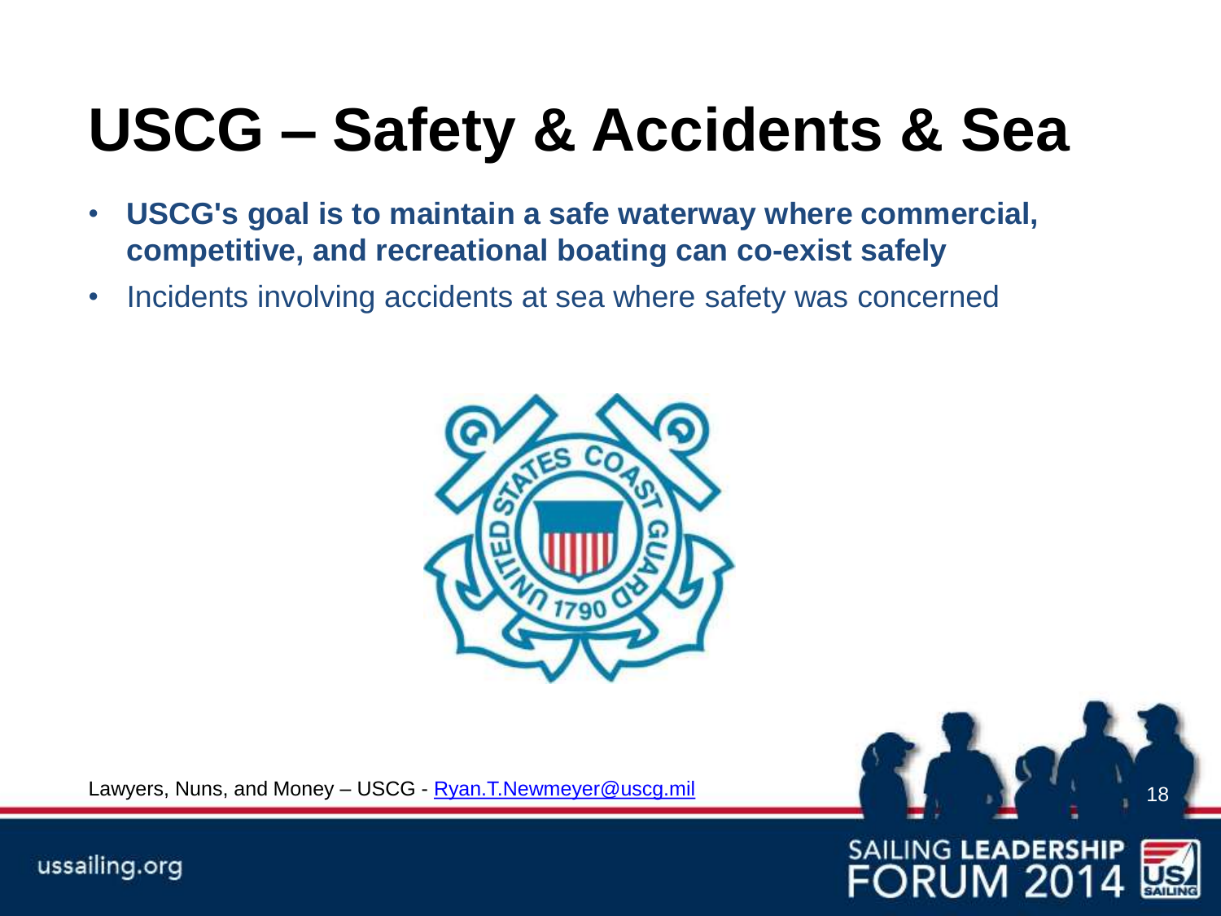# USCG – Safety & Accidents & Sea

- **USCG's goal is to maintain a safe waterway where commercial, competitive, and recreational boating can co-exist safely**
- Incidents involving accidents at sea where safety was concerned

Lawyers, Nuns, and Money – USCG - Ryan.T.Newmeyer@uscg.mil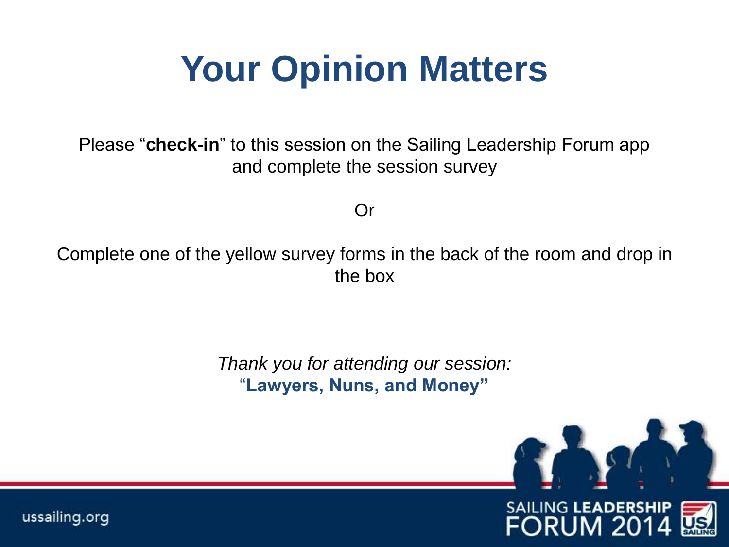# Your Opinion Matters

Please "**check-in**" to this session on the Sailing Leadership Forum app and complete the session survey

Or

Complete one of the yellow survey forms in the back of the room and drop in the box

*Thank you for attending our session:*
**"Lawyers, Nuns, and Money"**